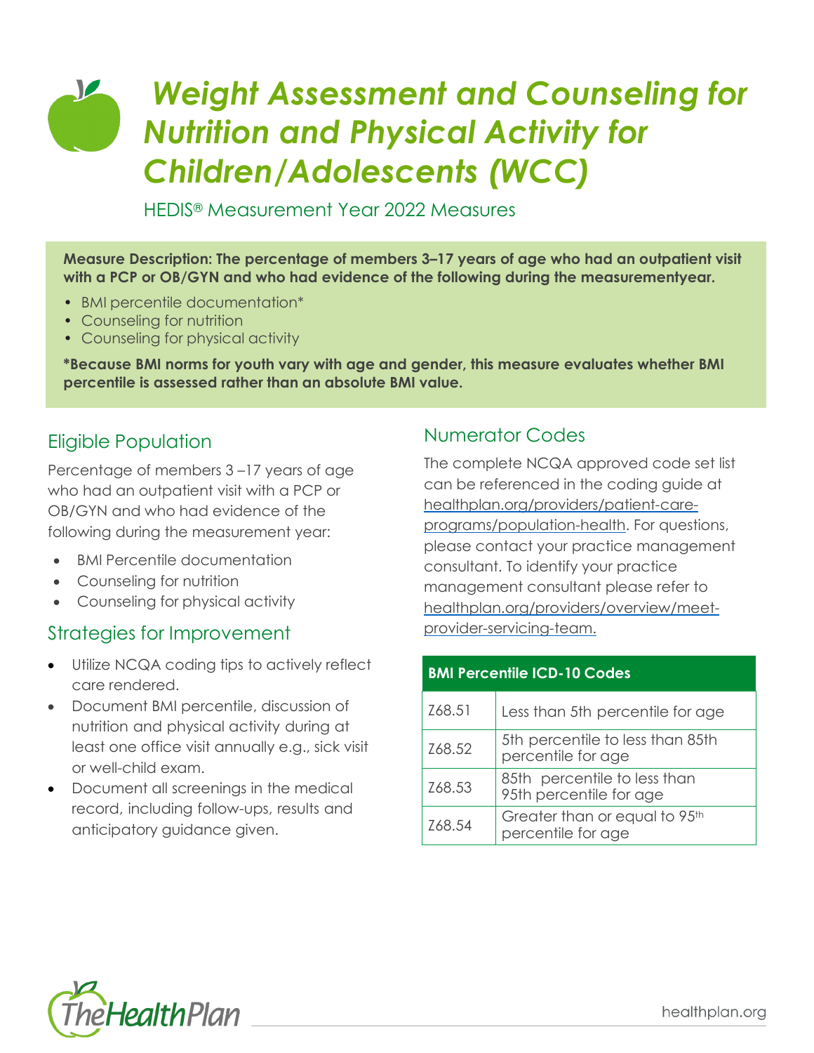# *Weight Assessment and Counseling for Nutrition and Physical Activity for Children/Adolescents (WCC)*

HEDIS® Measurement Year 2022 Measures

**Measure Description: The percentage of members 3–17 years of age who had an outpatient visit with a PCP or OB/GYN and who had evidence of the following during the measurementyear.**

- BMI percentile documentation*
- Counseling for nutrition
- Counseling for physical activity

***Because BMI norms for youth vary with age and gender, this measure evaluates whether BMI percentile is assessed rather than an absolute BMI value.**

## Eligible Population

Percentage of members 3 –17 years of age who had an outpatient visit with a PCP or OB/GYN and who had evidence of the following during the measurement year:

- BMI Percentile documentation
- Counseling for nutrition
- Counseling for physical activity

## Strategies for Improvement

- Utilize NCQA coding tips to actively reflect care rendered.
- Document BMI percentile, discussion of nutrition and physical activity during at least one office visit annually e.g., sick visit or well-child exam.
- Document all screenings in the medical record, including follow-ups, results and anticipatory guidance given.

## Numerator Codes

The complete NCQA approved code set list can be referenced in the coding guide at healthplan.org/providers/patient-care-programs/population-health. For questions, please contact your practice management consultant. To identify your practice management consultant please refer to healthplan.org/providers/overview/meet-provider-servicing-team.

| BMI Percentile ICD-10 Codes | |
|---|---|
| Z68.51 | Less than 5th percentile for age |
| Z68.52 | 5th percentile to less than 85th percentile for age |
| Z68.53 | 85th percentile to less than 95th percentile for age |
| Z68.54 | Greater than or equal to 95th percentile for age |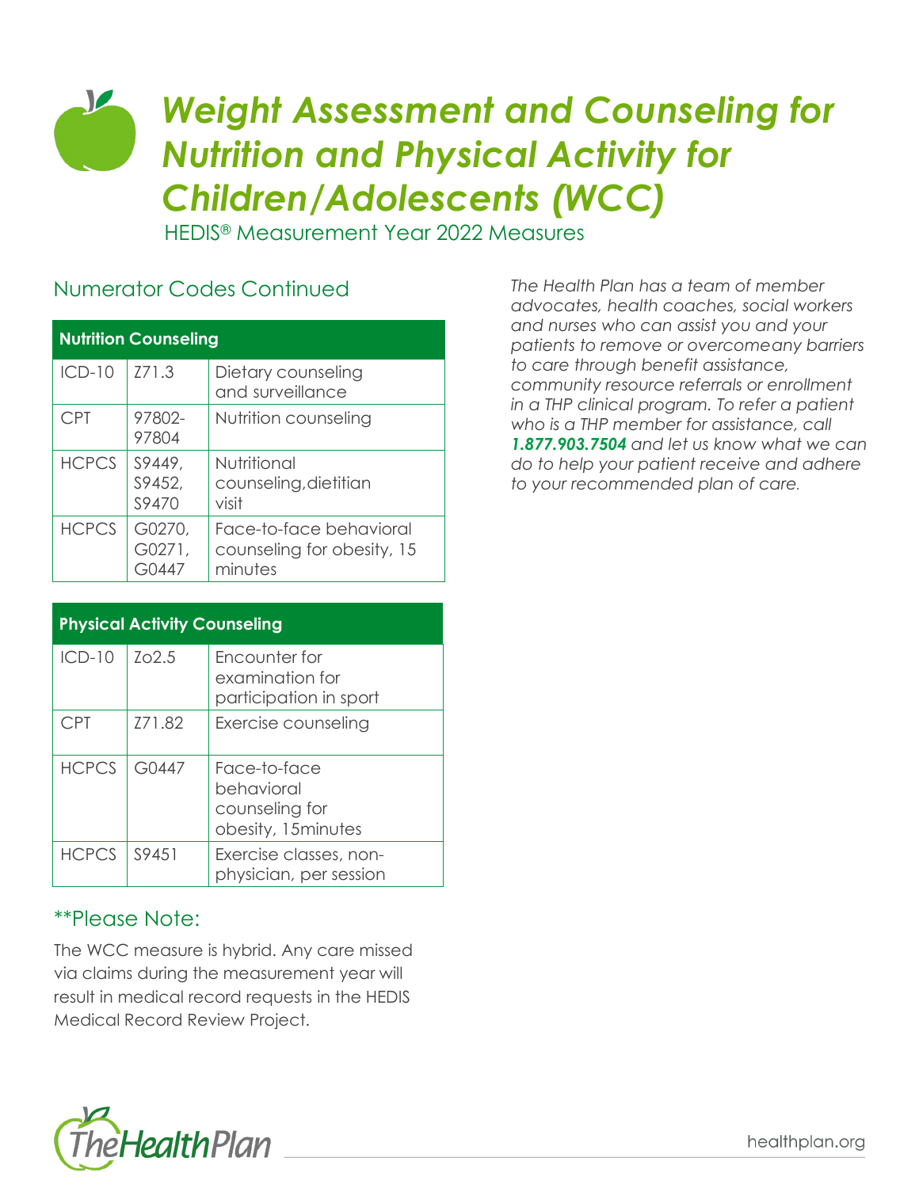// Title
# *Weight Assessment and Counseling for Nutrition and Physical Activity for Children/Adolescents (WCC)*

HEDIS® Measurement Year 2022 Measures

## Numerator Codes Continued

| Nutrition Counseling | | |
|---|---|---|
| ICD-10 | Z71.3 | Dietary counseling and surveillance |
| CPT | 97802-97804 | Nutrition counseling |
| HCPCS | S9449, S9452, S9470 | Nutritional counseling,dietitian visit |
| HCPCS | G0270, G0271, G0447 | Face-to-face behavioral counseling for obesity, 15 minutes |

| Physical Activity Counseling | | |
|---|---|---|
| ICD-10 | Zo2.5 | Encounter for examination for participation in sport |
| CPT | Z71.82 | Exercise counseling |
| HCPCS | G0447 | Face-to-face behavioral counseling for obesity, 15minutes |
| HCPCS | S9451 | Exercise classes, non-physician, per session |

## **Please Note:

The WCC measure is hybrid. Any care missed via claims during the measurement year will result in medical record requests in the HEDIS Medical Record Review Project.

*The Health Plan has a team of member advocates, health coaches, social workers and nurses who can assist you and your patients to remove or overcomeany barriers to care through benefit assistance, community resource referrals or enrollment in a THP clinical program. To refer a patient who is a THP member for assistance, call **1.877.903.7504** and let us know what we can do to help your patient receive and adhere to your recommended plan of care.*

TheHealthPlan

healthplan.org